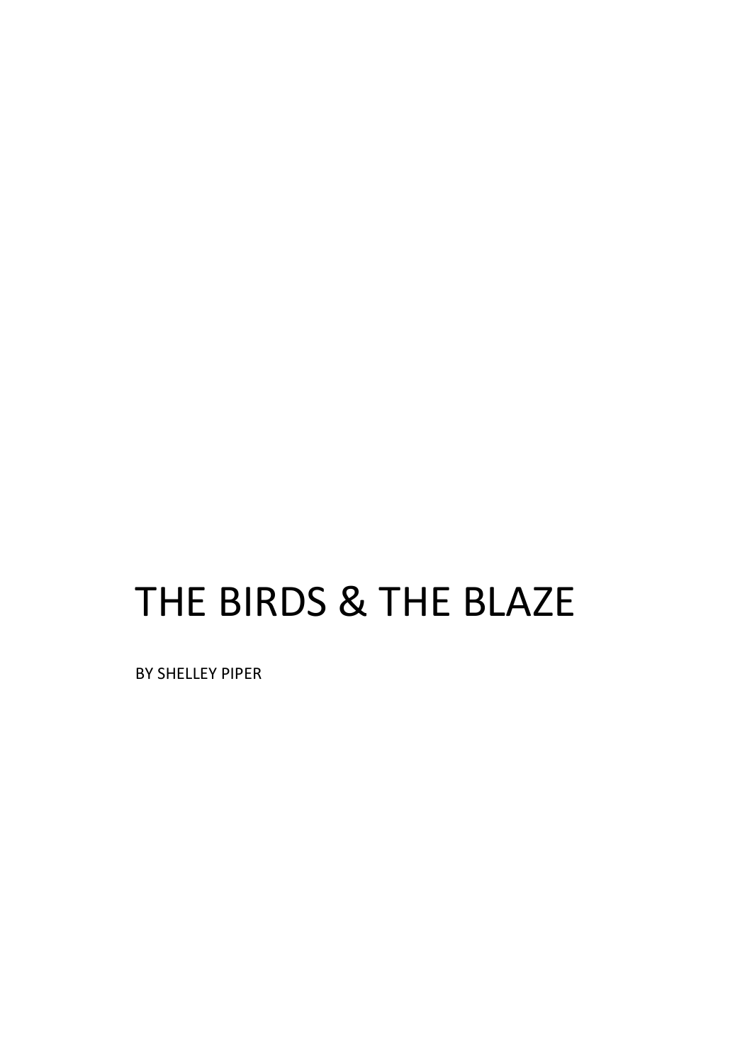# THE BIRDS & THE BLAZE

BY SHELLEY PIPER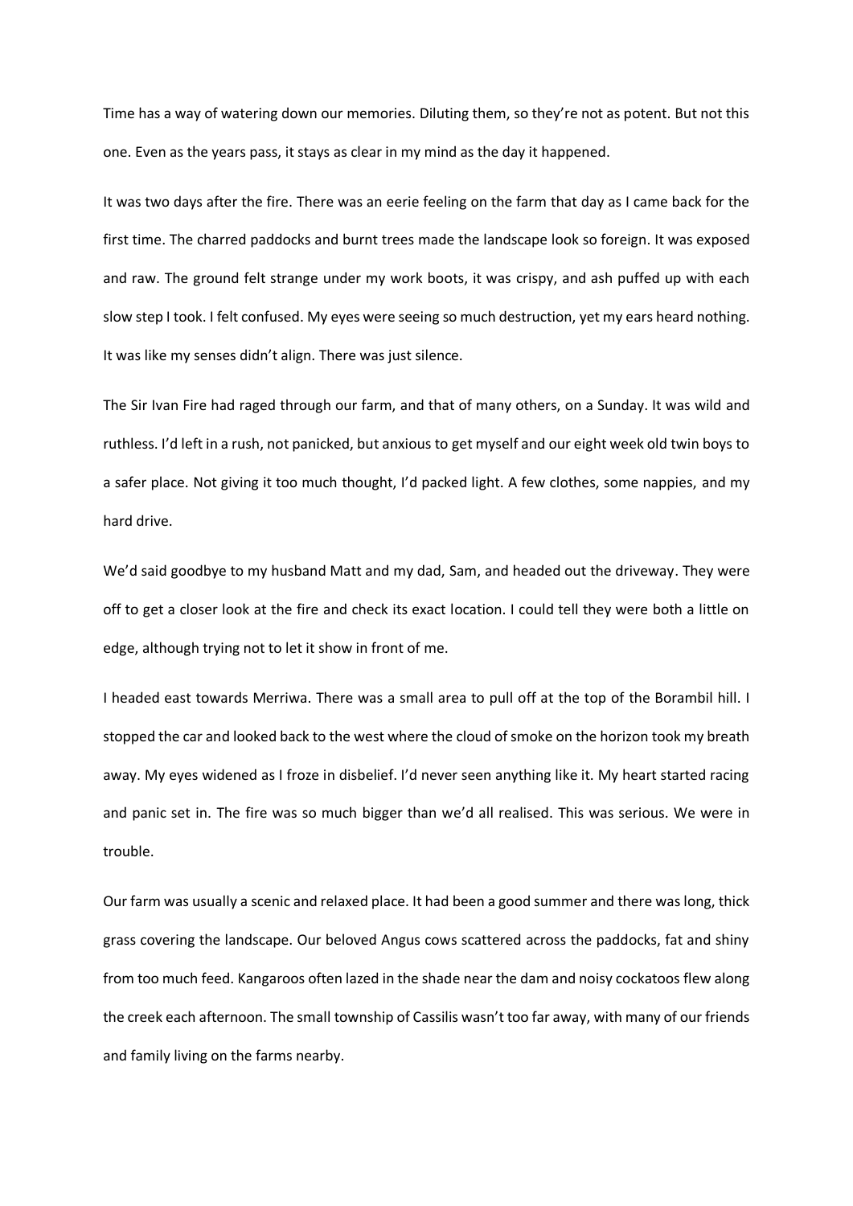Time has a way of watering down our memories. Diluting them, so they're not as potent. But not this one. Even as the years pass, it stays as clear in my mind as the day it happened.

It was two days after the fire. There was an eerie feeling on the farm that day as I came back for the first time. The charred paddocks and burnt trees made the landscape look so foreign. It was exposed and raw. The ground felt strange under my work boots, it was crispy, and ash puffed up with each slow step I took. I felt confused. My eyes were seeing so much destruction, yet my ears heard nothing. It was like my senses didn't align. There was just silence.

The Sir Ivan Fire had raged through our farm, and that of many others, on a Sunday. It was wild and ruthless. I'd left in a rush, not panicked, but anxious to get myself and our eight week old twin boys to a safer place. Not giving it too much thought, I'd packed light. A few clothes, some nappies, and my hard drive.

We'd said goodbye to my husband Matt and my dad, Sam, and headed out the driveway. They were off to get a closer look at the fire and check its exact location. I could tell they were both a little on edge, although trying not to let it show in front of me.

I headed east towards Merriwa. There was a small area to pull off at the top of the Borambil hill. I stopped the car and looked back to the west where the cloud of smoke on the horizon took my breath away. My eyes widened as I froze in disbelief. I'd never seen anything like it. My heart started racing and panic set in. The fire was so much bigger than we'd all realised. This was serious. We were in trouble.

Our farm was usually a scenic and relaxed place. It had been a good summer and there was long, thick grass covering the landscape. Our beloved Angus cows scattered across the paddocks, fat and shiny from too much feed. Kangaroos often lazed in the shade near the dam and noisy cockatoos flew along the creek each afternoon. The small township of Cassilis wasn't too far away, with many of our friends and family living on the farms nearby.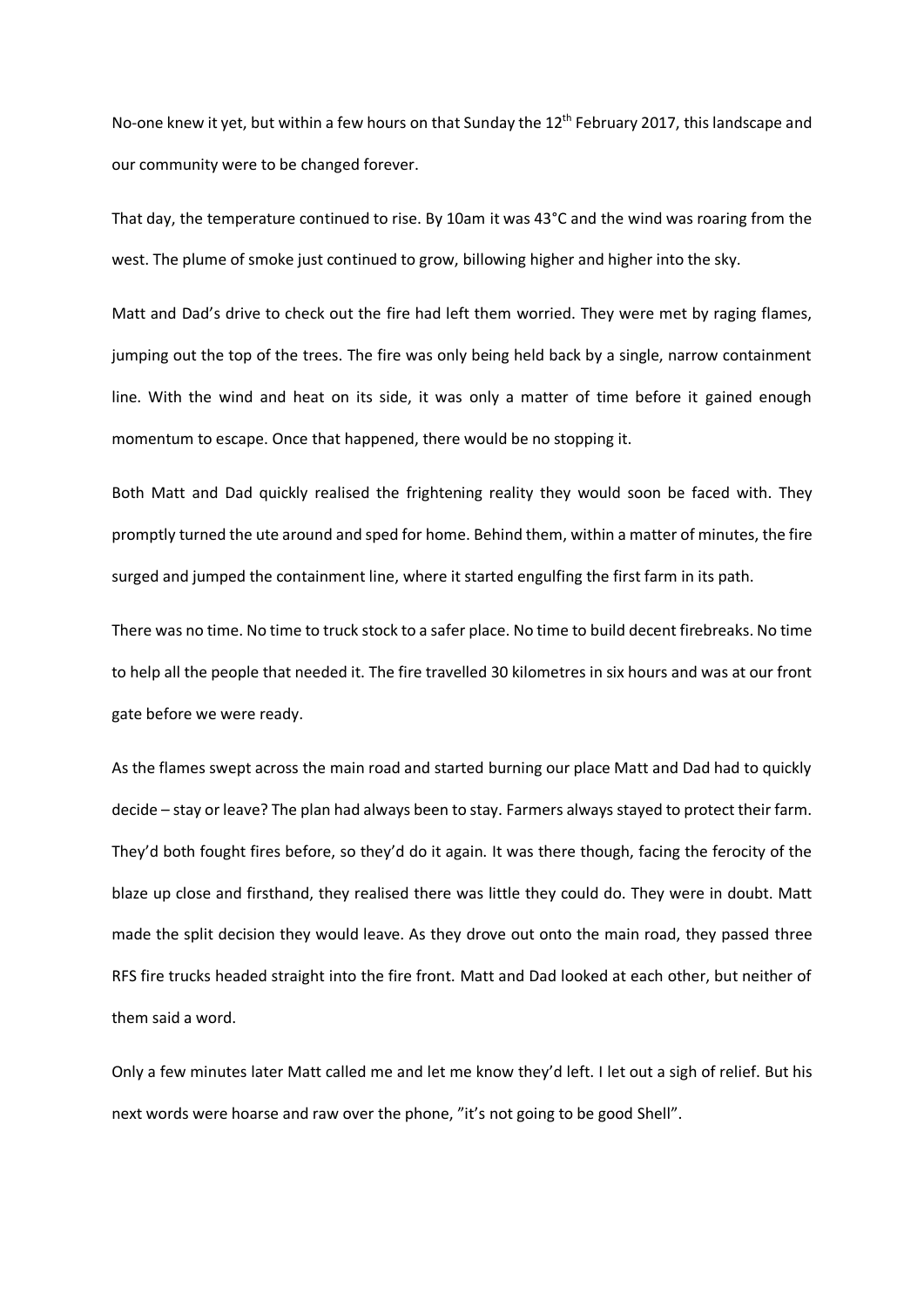No-one knew it yet, but within a few hours on that Sunday the 12th February 2017, this landscape and our community were to be changed forever.

That day, the temperature continued to rise. By 10am it was 43°C and the wind was roaring from the west. The plume of smoke just continued to grow, billowing higher and higher into the sky.

Matt and Dad's drive to check out the fire had left them worried. They were met by raging flames, jumping out the top of the trees. The fire was only being held back by a single, narrow containment line. With the wind and heat on its side, it was only a matter of time before it gained enough momentum to escape. Once that happened, there would be no stopping it.

Both Matt and Dad quickly realised the frightening reality they would soon be faced with. They promptly turned the ute around and sped for home. Behind them, within a matter of minutes, the fire surged and jumped the containment line, where it started engulfing the first farm in its path.

There was no time. No time to truck stock to a safer place. No time to build decent firebreaks. No time to help all the people that needed it. The fire travelled 30 kilometres in six hours and was at our front gate before we were ready.

As the flames swept across the main road and started burning our place Matt and Dad had to quickly decide – stay or leave? The plan had always been to stay. Farmers always stayed to protect their farm. They'd both fought fires before, so they'd do it again. It was there though, facing the ferocity of the blaze up close and firsthand, they realised there was little they could do. They were in doubt. Matt made the split decision they would leave. As they drove out onto the main road, they passed three RFS fire trucks headed straight into the fire front. Matt and Dad looked at each other, but neither of them said a word.

Only a few minutes later Matt called me and let me know they'd left. I let out a sigh of relief. But his next words were hoarse and raw over the phone, "it's not going to be good Shell".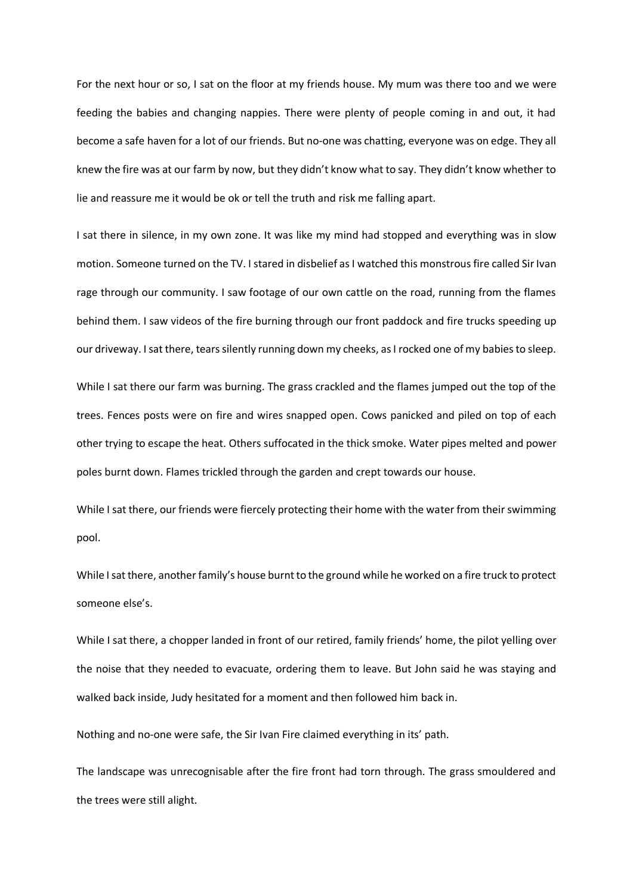For the next hour or so, I sat on the floor at my friends house. My mum was there too and we were feeding the babies and changing nappies. There were plenty of people coming in and out, it had become a safe haven for a lot of our friends. But no-one was chatting, everyone was on edge. They all knew the fire was at our farm by now, but they didn't know what to say. They didn't know whether to lie and reassure me it would be ok or tell the truth and risk me falling apart.

I sat there in silence, in my own zone. It was like my mind had stopped and everything was in slow motion. Someone turned on the TV. I stared in disbelief as I watched this monstrous fire called Sir Ivan rage through our community. I saw footage of our own cattle on the road, running from the flames behind them. I saw videos of the fire burning through our front paddock and fire trucks speeding up our driveway. I sat there, tears silently running down my cheeks, as I rocked one of my babies to sleep.

While I sat there our farm was burning. The grass crackled and the flames jumped out the top of the trees. Fences posts were on fire and wires snapped open. Cows panicked and piled on top of each other trying to escape the heat. Others suffocated in the thick smoke. Water pipes melted and power poles burnt down. Flames trickled through the garden and crept towards our house.

While I sat there, our friends were fiercely protecting their home with the water from their swimming pool.

While I sat there, another family's house burnt to the ground while he worked on a fire truck to protect someone else's.

While I sat there, a chopper landed in front of our retired, family friends' home, the pilot yelling over the noise that they needed to evacuate, ordering them to leave. But John said he was staying and walked back inside, Judy hesitated for a moment and then followed him back in.

Nothing and no-one were safe, the Sir Ivan Fire claimed everything in its' path.

The landscape was unrecognisable after the fire front had torn through. The grass smouldered and the trees were still alight.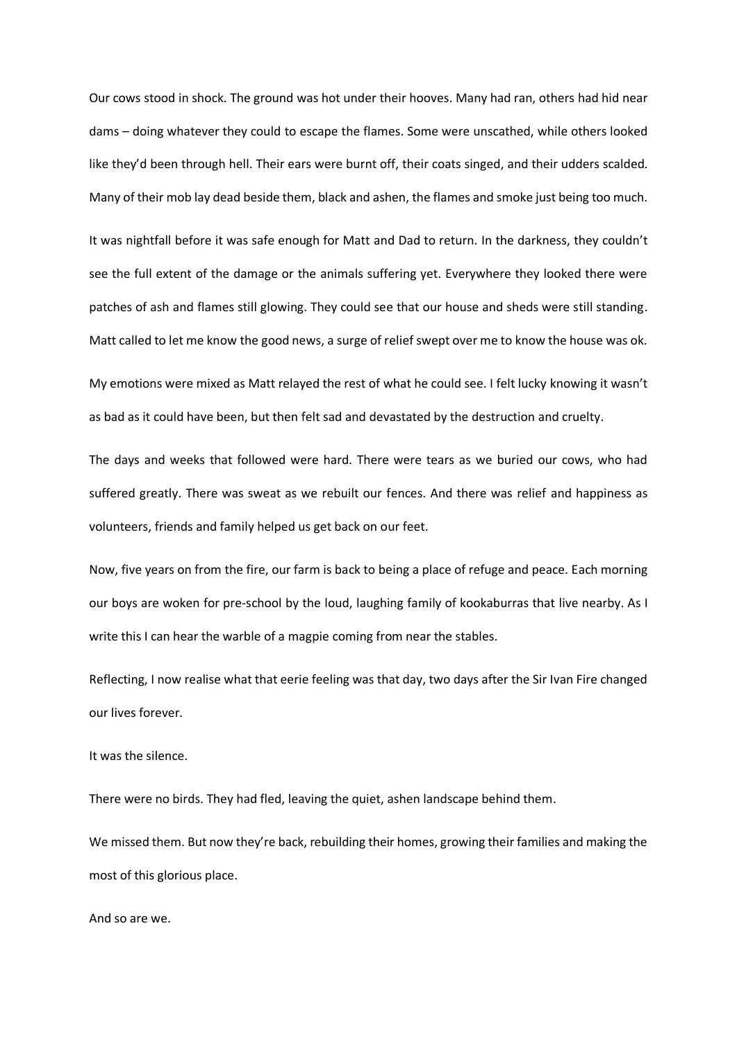Our cows stood in shock. The ground was hot under their hooves. Many had ran, others had hid near dams – doing whatever they could to escape the flames. Some were unscathed, while others looked like they'd been through hell. Their ears were burnt off, their coats singed, and their udders scalded. Many of their mob lay dead beside them, black and ashen, the flames and smoke just being too much.

It was nightfall before it was safe enough for Matt and Dad to return. In the darkness, they couldn't see the full extent of the damage or the animals suffering yet. Everywhere they looked there were patches of ash and flames still glowing. They could see that our house and sheds were still standing. Matt called to let me know the good news, a surge of relief swept over me to know the house was ok.

My emotions were mixed as Matt relayed the rest of what he could see. I felt lucky knowing it wasn't as bad as it could have been, but then felt sad and devastated by the destruction and cruelty.

The days and weeks that followed were hard. There were tears as we buried our cows, who had suffered greatly. There was sweat as we rebuilt our fences. And there was relief and happiness as volunteers, friends and family helped us get back on our feet.

Now, five years on from the fire, our farm is back to being a place of refuge and peace. Each morning our boys are woken for pre-school by the loud, laughing family of kookaburras that live nearby. As I write this I can hear the warble of a magpie coming from near the stables.

Reflecting, I now realise what that eerie feeling was that day, two days after the Sir Ivan Fire changed our lives forever.

It was the silence.

There were no birds. They had fled, leaving the quiet, ashen landscape behind them.

We missed them. But now they're back, rebuilding their homes, growing their families and making the most of this glorious place.

And so are we.